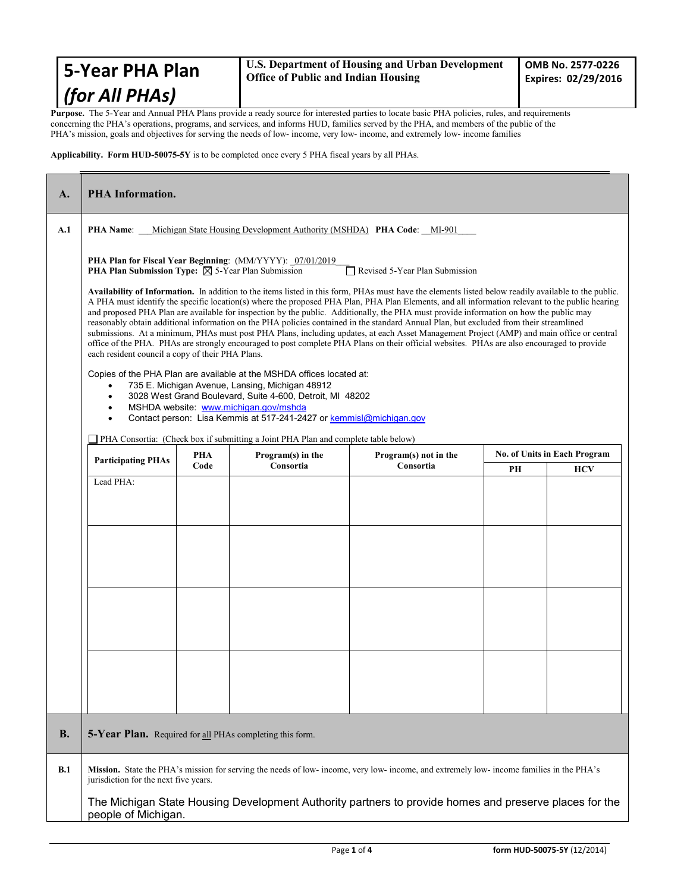# 5-Year PHA Plan *(for All PHAs)*

**U.S. Department of Housing and Urban Development**
**Office of Public and Indian Housing**

**OMB No. 2577-0226**
**Expires: 02/29/2016**

**Purpose.** The 5-Year and Annual PHA Plans provide a ready source for interested parties to locate basic PHA policies, rules, and requirements concerning the PHA's operations, programs, and services, and informs HUD, families served by the PHA, and members of the public of the PHA's mission, goals and objectives for serving the needs of low- income, very low- income, and extremely low- income families

**Applicability. Form HUD-50075-5Y** is to be completed once every 5 PHA fiscal years by all PHAs.

## A. PHA Information.

**A.1** **PHA Name**: Michigan State Housing Development Authority (MSHDA) **PHA Code**: MI-901

**PHA Plan for Fiscal Year Beginning**: (MM/YYYY): 07/01/2019
**PHA Plan Submission Type:** ☒ 5-Year Plan Submission ☐ Revised 5-Year Plan Submission

**Availability of Information.** In addition to the items listed in this form, PHAs must have the elements listed below readily available to the public. A PHA must identify the specific location(s) where the proposed PHA Plan, PHA Plan Elements, and all information relevant to the public hearing and proposed PHA Plan are available for inspection by the public. Additionally, the PHA must provide information on how the public may reasonably obtain additional information on the PHA policies contained in the standard Annual Plan, but excluded from their streamlined submissions. At a minimum, PHAs must post PHA Plans, including updates, at each Asset Management Project (AMP) and main office or central office of the PHA. PHAs are strongly encouraged to post complete PHA Plans on their official websites. PHAs are also encouraged to provide each resident council a copy of their PHA Plans.

Copies of the PHA Plan are available at the MSHDA offices located at:

- 735 E. Michigan Avenue, Lansing, Michigan 48912
- 3028 West Grand Boulevard, Suite 4-600, Detroit, MI 48202
- MSHDA website: www.michigan.gov/mshda
- Contact person: Lisa Kemmis at 517-241-2427 or kemmisl@michigan.gov

☐ PHA Consortia: (Check box if submitting a Joint PHA Plan and complete table below)

| Participating PHAs | PHA Code | Program(s) in the Consortia | Program(s) not in the Consortia | No. of Units in Each Program | |
|---|---|---|---|---|---|
| | | | | PH | HCV |
| Lead PHA: | | | | | |
| | | | | | |
| | | | | | |
| | | | | | |

## B. 5-Year Plan. Required for all PHAs completing this form.

**B.1** **Mission.** State the PHA's mission for serving the needs of low- income, very low- income, and extremely low- income families in the PHA's jurisdiction for the next five years.

The Michigan State Housing Development Authority partners to provide homes and preserve places for the people of Michigan.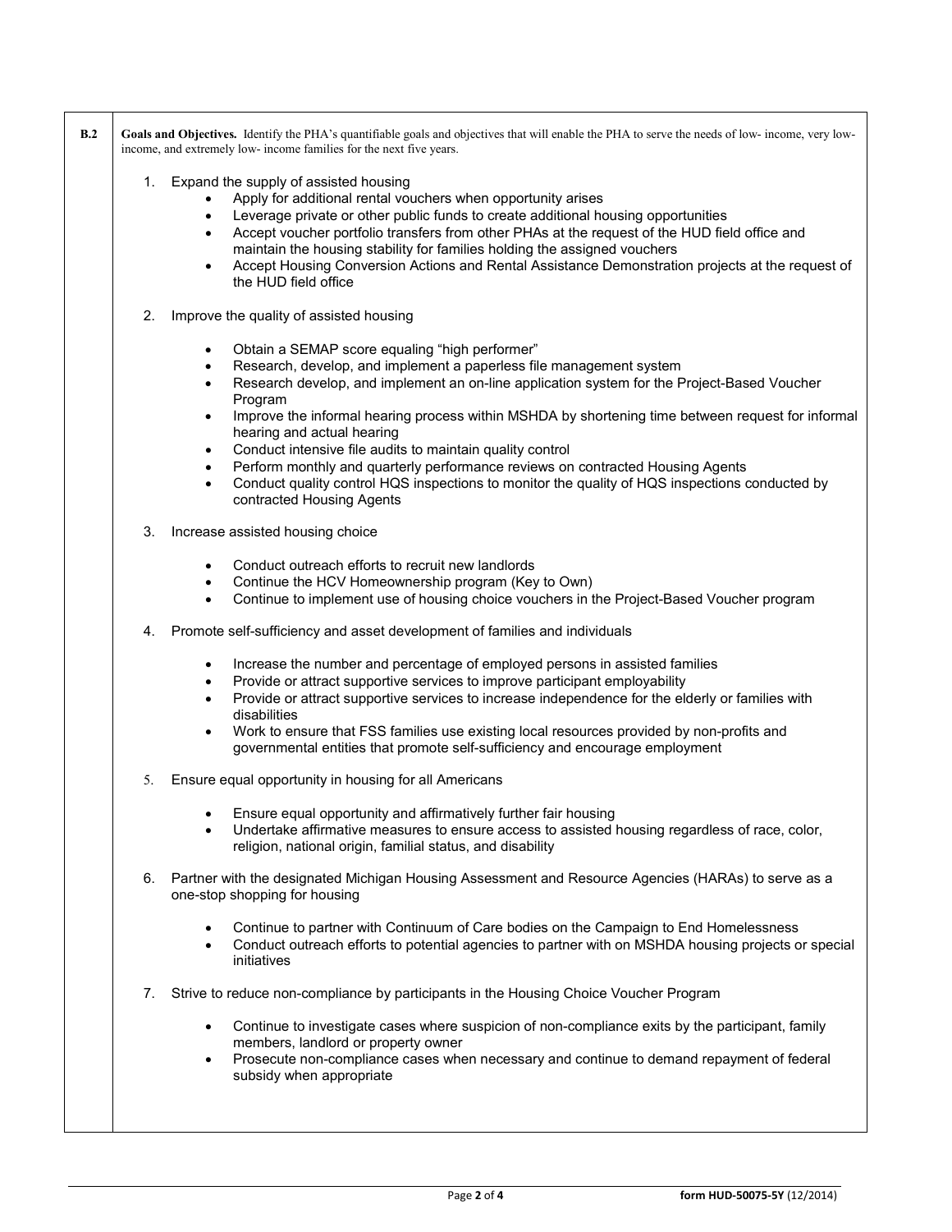**B.2** **Goals and Objectives.** Identify the PHA's quantifiable goals and objectives that will enable the PHA to serve the needs of low- income, very low-income, and extremely low- income families for the next five years.

1. Expand the supply of assisted housing
   - Apply for additional rental vouchers when opportunity arises
   - Leverage private or other public funds to create additional housing opportunities
   - Accept voucher portfolio transfers from other PHAs at the request of the HUD field office and maintain the housing stability for families holding the assigned vouchers
   - Accept Housing Conversion Actions and Rental Assistance Demonstration projects at the request of the HUD field office

2. Improve the quality of assisted housing
   - Obtain a SEMAP score equaling "high performer"
   - Research, develop, and implement a paperless file management system
   - Research develop, and implement an on-line application system for the Project-Based Voucher Program
   - Improve the informal hearing process within MSHDA by shortening time between request for informal hearing and actual hearing
   - Conduct intensive file audits to maintain quality control
   - Perform monthly and quarterly performance reviews on contracted Housing Agents
   - Conduct quality control HQS inspections to monitor the quality of HQS inspections conducted by contracted Housing Agents

3. Increase assisted housing choice
   - Conduct outreach efforts to recruit new landlords
   - Continue the HCV Homeownership program (Key to Own)
   - Continue to implement use of housing choice vouchers in the Project-Based Voucher program

4. Promote self-sufficiency and asset development of families and individuals
   - Increase the number and percentage of employed persons in assisted families
   - Provide or attract supportive services to improve participant employability
   - Provide or attract supportive services to increase independence for the elderly or families with disabilities
   - Work to ensure that FSS families use existing local resources provided by non-profits and governmental entities that promote self-sufficiency and encourage employment

5. Ensure equal opportunity in housing for all Americans
   - Ensure equal opportunity and affirmatively further fair housing
   - Undertake affirmative measures to ensure access to assisted housing regardless of race, color, religion, national origin, familial status, and disability

6. Partner with the designated Michigan Housing Assessment and Resource Agencies (HARAs) to serve as a one-stop shopping for housing
   - Continue to partner with Continuum of Care bodies on the Campaign to End Homelessness
   - Conduct outreach efforts to potential agencies to partner with on MSHDA housing projects or special initiatives

7. Strive to reduce non-compliance by participants in the Housing Choice Voucher Program
   - Continue to investigate cases where suspicion of non-compliance exits by the participant, family members, landlord or property owner
   - Prosecute non-compliance cases when necessary and continue to demand repayment of federal subsidy when appropriate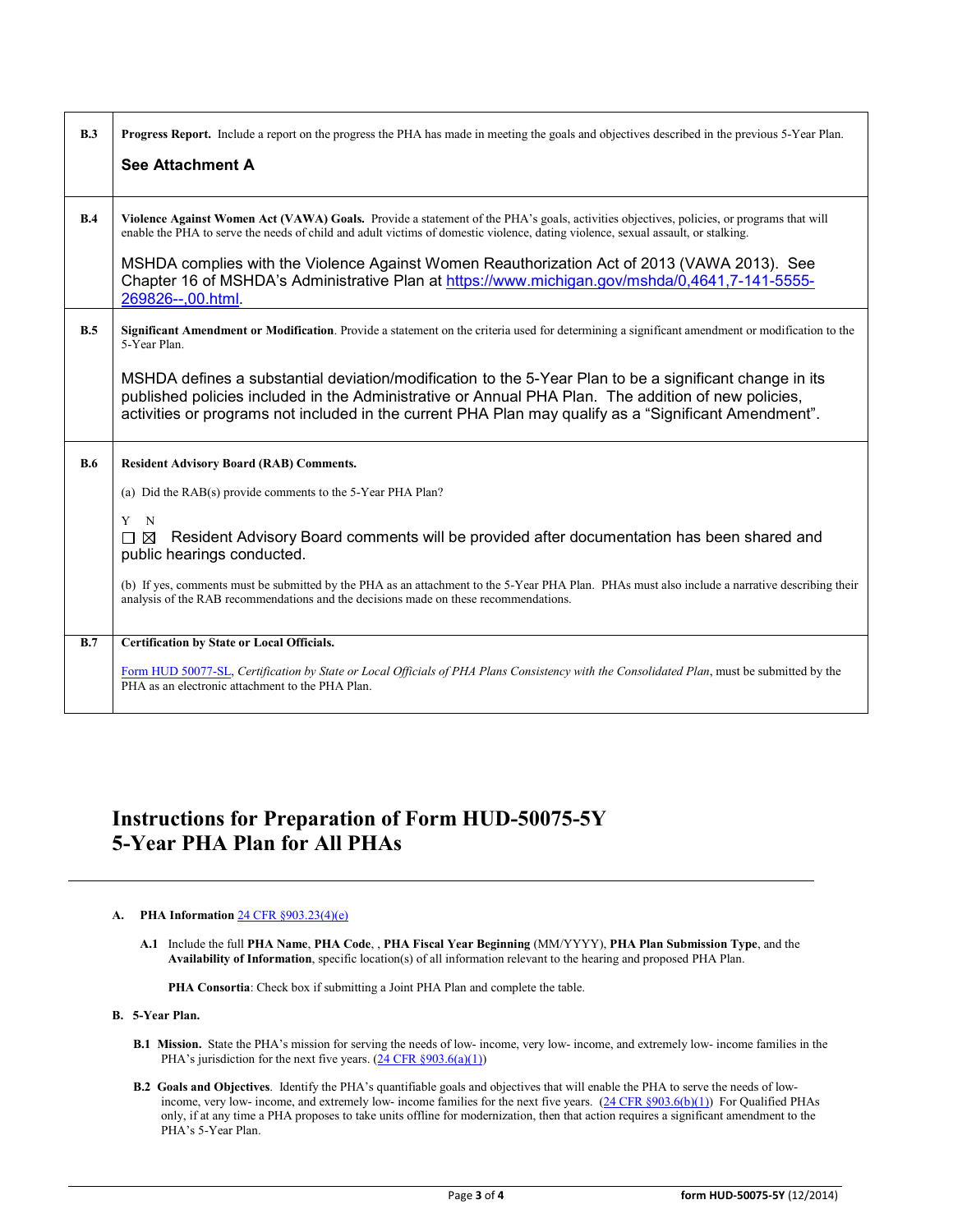| | |
|---|---|
| **B.3** | **Progress Report.** Include a report on the progress the PHA has made in meeting the goals and objectives described in the previous 5-Year Plan.<br><br>**See Attachment A** |
| **B.4** | **Violence Against Women Act (VAWA) Goals.** Provide a statement of the PHA's goals, activities objectives, policies, or programs that will enable the PHA to serve the needs of child and adult victims of domestic violence, dating violence, sexual assault, or stalking.<br><br>MSHDA complies with the Violence Against Women Reauthorization Act of 2013 (VAWA 2013). See Chapter 16 of MSHDA's Administrative Plan at [https://www.michigan.gov/mshda/0,4641,7-141-5555-269826--,00.html](https://www.michigan.gov/mshda/0,4641,7-141-5555-269826--,00.html). |
| **B.5** | **Significant Amendment or Modification**. Provide a statement on the criteria used for determining a significant amendment or modification to the 5-Year Plan.<br><br>MSHDA defines a substantial deviation/modification to the 5-Year Plan to be a significant change in its published policies included in the Administrative or Annual PHA Plan. The addition of new policies, activities or programs not included in the current PHA Plan may qualify as a "Significant Amendment". |
| **B.6** | **Resident Advisory Board (RAB) Comments.**<br><br>(a) Did the RAB(s) provide comments to the 5-Year PHA Plan?<br><br>Y N<br>☐ ☒ Resident Advisory Board comments will be provided after documentation has been shared and public hearings conducted.<br><br>(b) If yes, comments must be submitted by the PHA as an attachment to the 5-Year PHA Plan. PHAs must also include a narrative describing their analysis of the RAB recommendations and the decisions made on these recommendations. |
| **B.7** | **Certification by State or Local Officials.**<br><br>Form HUD 50077-SL, *Certification by State or Local Officials of PHA Plans Consistency with the Consolidated Plan*, must be submitted by the PHA as an electronic attachment to the PHA Plan. |

# Instructions for Preparation of Form HUD-50075-5Y
# 5-Year PHA Plan for All PHAs

**A. PHA Information** 24 CFR §903.23(4)(e)

**A.1** Include the full **PHA Name**, **PHA Code**, , **PHA Fiscal Year Beginning** (MM/YYYY), **PHA Plan Submission Type**, and the **Availability of Information**, specific location(s) of all information relevant to the hearing and proposed PHA Plan.

**PHA Consortia**: Check box if submitting a Joint PHA Plan and complete the table.

**B. 5-Year Plan.**

**B.1 Mission.** State the PHA's mission for serving the needs of low- income, very low- income, and extremely low- income families in the PHA's jurisdiction for the next five years. (24 CFR §903.6(a)(1))

**B.2 Goals and Objectives**. Identify the PHA's quantifiable goals and objectives that will enable the PHA to serve the needs of low-income, very low- income, and extremely low- income families for the next five years. (24 CFR §903.6(b)(1)) For Qualified PHAs only, if at any time a PHA proposes to take units offline for modernization, then that action requires a significant amendment to the PHA's 5-Year Plan.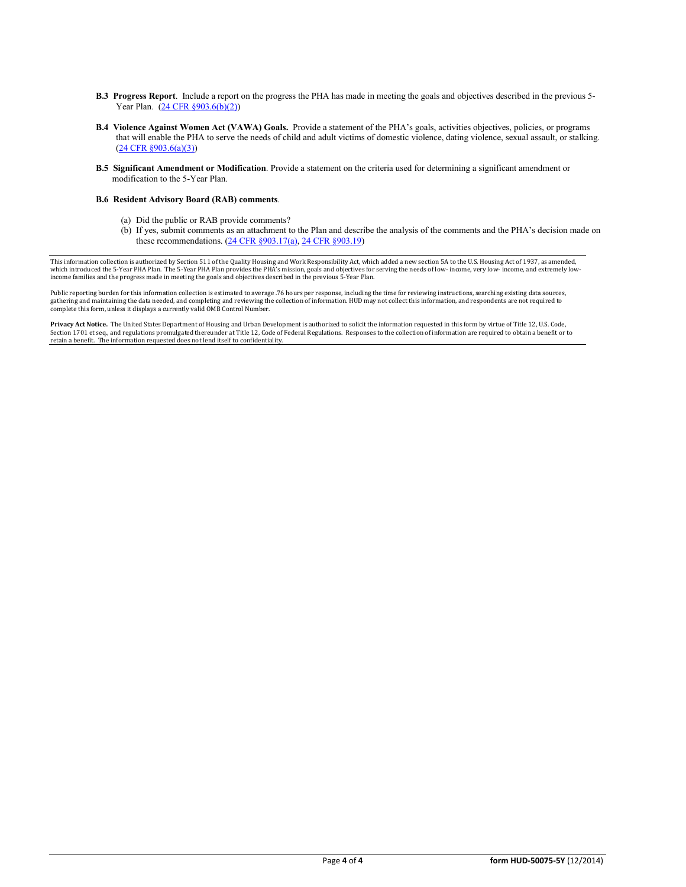**B.3 Progress Report**. Include a report on the progress the PHA has made in meeting the goals and objectives described in the previous 5-Year Plan. ([24 CFR §903.6(b)(2)](#))

**B.4 Violence Against Women Act (VAWA) Goals.** Provide a statement of the PHA's goals, activities objectives, policies, or programs that will enable the PHA to serve the needs of child and adult victims of domestic violence, dating violence, sexual assault, or stalking. ([24 CFR §903.6(a)(3)](#))

**B.5 Significant Amendment or Modification**. Provide a statement on the criteria used for determining a significant amendment or modification to the 5-Year Plan.

**B.6 Resident Advisory Board (RAB) comments**.

(a) Did the public or RAB provide comments?

(b) If yes, submit comments as an attachment to the Plan and describe the analysis of the comments and the PHA's decision made on these recommendations. ([24 CFR §903.17(a)](#), [24 CFR §903.19](#))

---

This information collection is authorized by Section 511 of the Quality Housing and Work Responsibility Act, which added a new section 5A to the U.S. Housing Act of 1937, as amended, which introduced the 5-Year PHA Plan. The 5-Year PHA Plan provides the PHA's mission, goals and objectives for serving the needs of low- income, very low- income, and extremely low-income families and the progress made in meeting the goals and objectives described in the previous 5-Year Plan.

Public reporting burden for this information collection is estimated to average .76 hours per response, including the time for reviewing instructions, searching existing data sources, gathering and maintaining the data needed, and completing and reviewing the collection of information. HUD may not collect this information, and respondents are not required to complete this form, unless it displays a currently valid OMB Control Number.

**Privacy Act Notice.** The United States Department of Housing and Urban Development is authorized to solicit the information requested in this form by virtue of Title 12, U.S. Code, Section 1701 et seq., and regulations promulgated thereunder at Title 12, Code of Federal Regulations. Responses to the collection of information are required to obtain a benefit or to retain a benefit. The information requested does not lend itself to confidentiality.

---

**form HUD-50075-5Y** (12/2014)